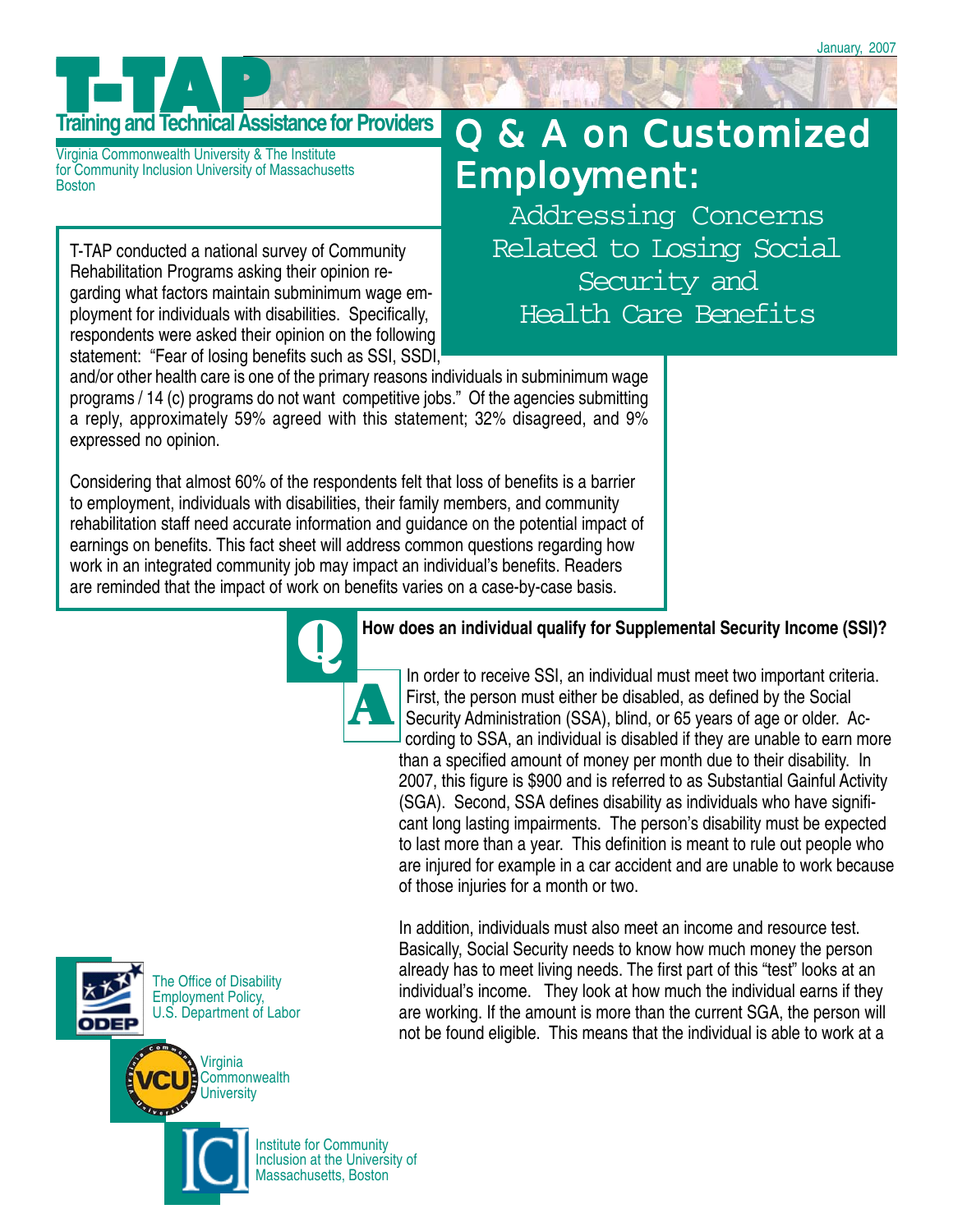January, 2007

# T-TAP

**Training and Technical Assistance for Providers**

Virginia Commonwealth University & The Institute for Community Inclusion University of Massachusetts Boston

# Q & A on Customized Employment:

## Addressing Concerns Related to Losing Social Security and Health Care Benefits

T-TAP conducted a national survey of Community Rehabilitation Programs asking their opinion regarding what factors maintain subminimum wage employment for individuals with disabilities. Specifically, respondents were asked their opinion on the following statement: "Fear of losing benefits such as SSI, SSDI, and/or other health care is one of the primary reasons individuals in subminimum wage programs / 14 (c) programs do not want competitive jobs." Of the agencies submitting a reply, approximately 59% agreed with this statement; 32% disagreed, and 9% expressed no opinion.

Considering that almost 60% of the respondents felt that loss of benefits is a barrier to employment, individuals with disabilities, their family members, and community rehabilitation staff need accurate information and guidance on the potential impact of earnings on benefits. This fact sheet will address common questions regarding how work in an integrated community job may impact an individual's benefits. Readers are reminded that the impact of work on benefits varies on a case-by-case basis.

**Q: How does an individual qualify for Supplemental Security Income (SSI)?**

**A:** In order to receive SSI, an individual must meet two important criteria. First, the person must either be disabled, as defined by the Social Security Administration (SSA), blind, or 65 years of age or older. According to SSA, an individual is disabled if they are unable to earn more than a specified amount of money per month due to their disability. In 2007, this figure is $900 and is referred to as Substantial Gainful Activity (SGA). Second, SSA defines disability as individuals who have significant long lasting impairments. The person's disability must be expected to last more than a year. This definition is meant to rule out people who are injured for example in a car accident and are unable to work because of those injuries for a month or two.

In addition, individuals must also meet an income and resource test. Basically, Social Security needs to know how much money the person already has to meet living needs. The first part of this "test" looks at an individual's income. They look at how much the individual earns if they are working. If the amount is more than the current SGA, the person will not be found eligible. This means that the individual is able to work at a

The Office of Disability Employment Policy, U.S. Department of Labor

Virginia Commonwealth University

Institute for Community Inclusion at the University of Massachusetts, Boston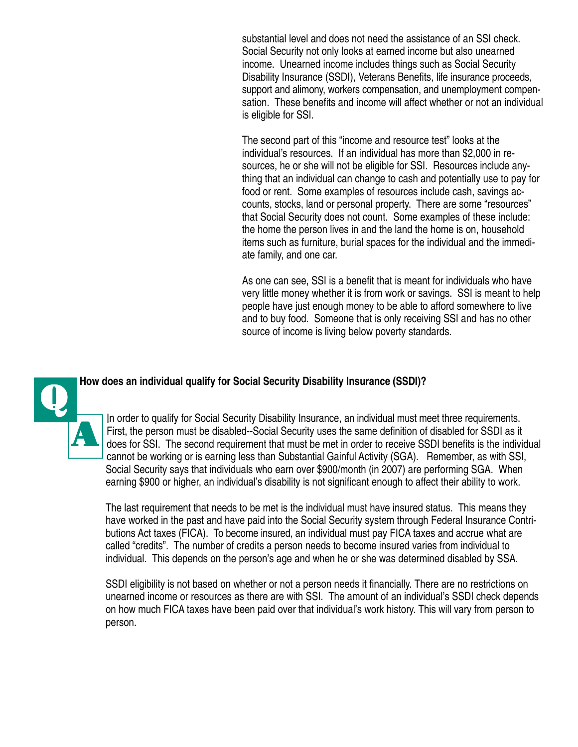substantial level and does not need the assistance of an SSI check. Social Security not only looks at earned income but also unearned income. Unearned income includes things such as Social Security Disability Insurance (SSDI), Veterans Benefits, life insurance proceeds, support and alimony, workers compensation, and unemployment compensation. These benefits and income will affect whether or not an individual is eligible for SSI.

The second part of this "income and resource test" looks at the individual's resources. If an individual has more than $2,000 in resources, he or she will not be eligible for SSI. Resources include anything that an individual can change to cash and potentially use to pay for food or rent. Some examples of resources include cash, savings accounts, stocks, land or personal property. There are some "resources" that Social Security does not count. Some examples of these include: the home the person lives in and the land the home is on, household items such as furniture, burial spaces for the individual and the immediate family, and one car.

As one can see, SSI is a benefit that is meant for individuals who have very little money whether it is from work or savings. SSI is meant to help people have just enough money to be able to afford somewhere to live and to buy food. Someone that is only receiving SSI and has no other source of income is living below poverty standards.

**Q: How does an individual qualify for Social Security Disability Insurance (SSDI)?**

**A:** In order to qualify for Social Security Disability Insurance, an individual must meet three requirements. First, the person must be disabled--Social Security uses the same definition of disabled for SSDI as it does for SSI. The second requirement that must be met in order to receive SSDI benefits is the individual cannot be working or is earning less than Substantial Gainful Activity (SGA). Remember, as with SSI, Social Security says that individuals who earn over $900/month (in 2007) are performing SGA. When earning $900 or higher, an individual's disability is not significant enough to affect their ability to work.

The last requirement that needs to be met is the individual must have insured status. This means they have worked in the past and have paid into the Social Security system through Federal Insurance Contributions Act taxes (FICA). To become insured, an individual must pay FICA taxes and accrue what are called "credits". The number of credits a person needs to become insured varies from individual to individual. This depends on the person's age and when he or she was determined disabled by SSA.

SSDI eligibility is not based on whether or not a person needs it financially. There are no restrictions on unearned income or resources as there are with SSI. The amount of an individual's SSDI check depends on how much FICA taxes have been paid over that individual's work history. This will vary from person to person.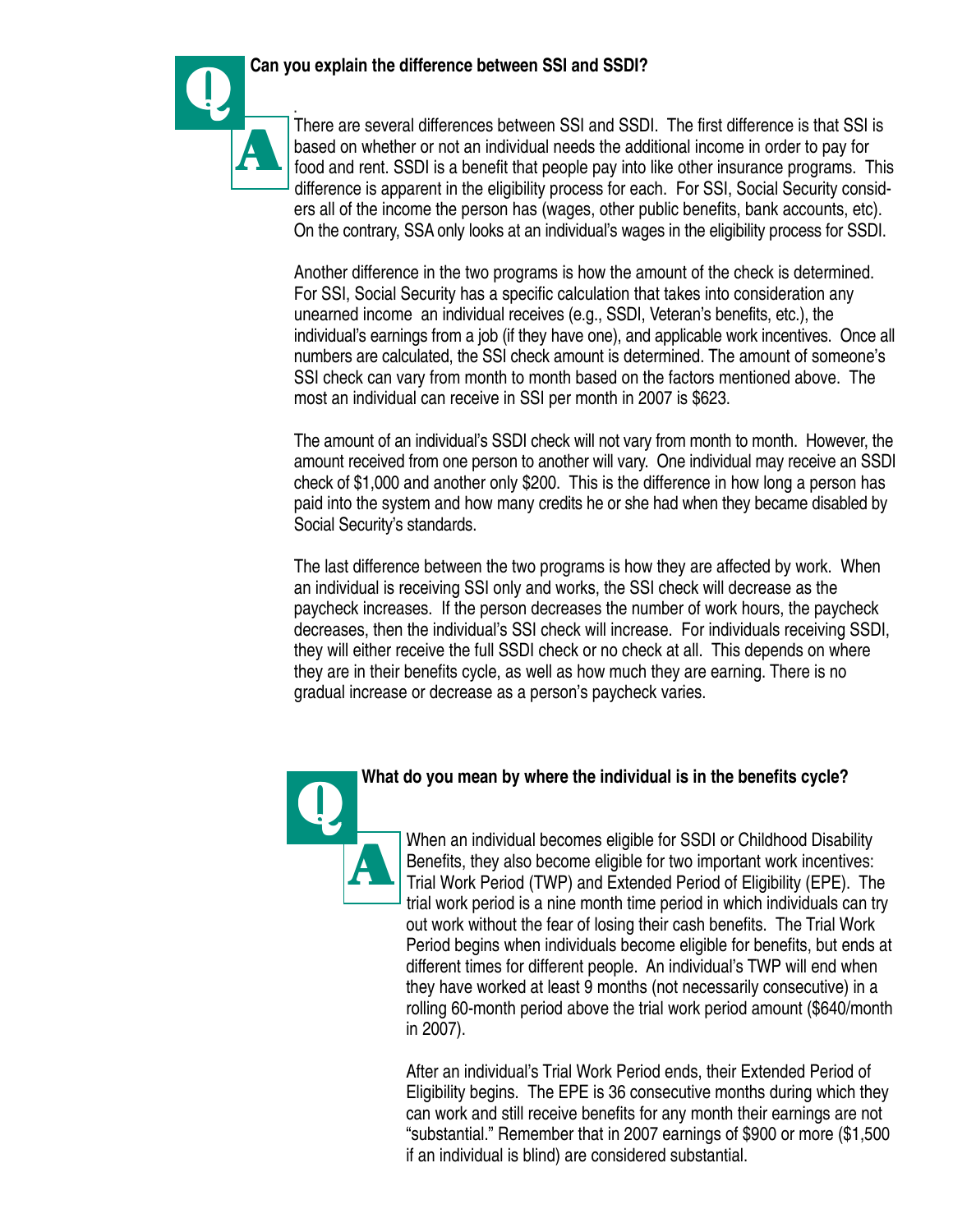**Can you explain the difference between SSI and SSDI?**

There are several differences between SSI and SSDI. The first difference is that SSI is based on whether or not an individual needs the additional income in order to pay for food and rent. SSDI is a benefit that people pay into like other insurance programs. This difference is apparent in the eligibility process for each. For SSI, Social Security considers all of the income the person has (wages, other public benefits, bank accounts, etc). On the contrary, SSA only looks at an individual's wages in the eligibility process for SSDI.

Another difference in the two programs is how the amount of the check is determined. For SSI, Social Security has a specific calculation that takes into consideration any unearned income an individual receives (e.g., SSDI, Veteran's benefits, etc.), the individual's earnings from a job (if they have one), and applicable work incentives. Once all numbers are calculated, the SSI check amount is determined. The amount of someone's SSI check can vary from month to month based on the factors mentioned above. The most an individual can receive in SSI per month in 2007 is $623.

The amount of an individual's SSDI check will not vary from month to month. However, the amount received from one person to another will vary. One individual may receive an SSDI check of $1,000 and another only $200. This is the difference in how long a person has paid into the system and how many credits he or she had when they became disabled by Social Security's standards.

The last difference between the two programs is how they are affected by work. When an individual is receiving SSI only and works, the SSI check will decrease as the paycheck increases. If the person decreases the number of work hours, the paycheck decreases, then the individual's SSI check will increase. For individuals receiving SSDI, they will either receive the full SSDI check or no check at all. This depends on where they are in their benefits cycle, as well as how much they are earning. There is no gradual increase or decrease as a person's paycheck varies.

**What do you mean by where the individual is in the benefits cycle?**

When an individual becomes eligible for SSDI or Childhood Disability Benefits, they also become eligible for two important work incentives: Trial Work Period (TWP) and Extended Period of Eligibility (EPE). The trial work period is a nine month time period in which individuals can try out work without the fear of losing their cash benefits. The Trial Work Period begins when individuals become eligible for benefits, but ends at different times for different people. An individual's TWP will end when they have worked at least 9 months (not necessarily consecutive) in a rolling 60-month period above the trial work period amount ($640/month in 2007).

After an individual's Trial Work Period ends, their Extended Period of Eligibility begins. The EPE is 36 consecutive months during which they can work and still receive benefits for any month their earnings are not "substantial." Remember that in 2007 earnings of $900 or more ($1,500 if an individual is blind) are considered substantial.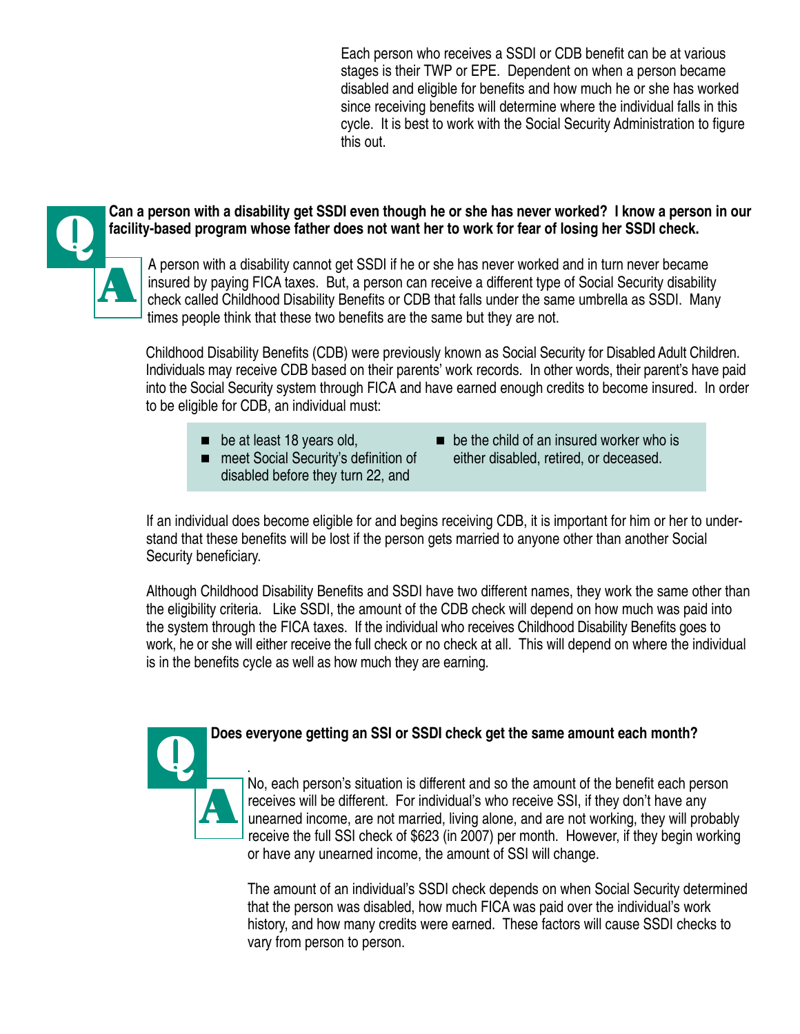Each person who receives a SSDI or CDB benefit can be at various stages is their TWP or EPE. Dependent on when a person became disabled and eligible for benefits and how much he or she has worked since receiving benefits will determine where the individual falls in this cycle. It is best to work with the Social Security Administration to figure this out.

**Q: Can a person with a disability get SSDI even though he or she has never worked? I know a person in our facility-based program whose father does not want her to work for fear of losing her SSDI check.**

**A:** A person with a disability cannot get SSDI if he or she has never worked and in turn never became insured by paying FICA taxes. But, a person can receive a different type of Social Security disability check called Childhood Disability Benefits or CDB that falls under the same umbrella as SSDI. Many times people think that these two benefits are the same but they are not.

Childhood Disability Benefits (CDB) were previously known as Social Security for Disabled Adult Children. Individuals may receive CDB based on their parents' work records. In other words, their parent's have paid into the Social Security system through FICA and have earned enough credits to become insured. In order to be eligible for CDB, an individual must:

- be at least 18 years old,
- meet Social Security's definition of disabled before they turn 22, and
- be the child of an insured worker who is either disabled, retired, or deceased.

If an individual does become eligible for and begins receiving CDB, it is important for him or her to understand that these benefits will be lost if the person gets married to anyone other than another Social Security beneficiary.

Although Childhood Disability Benefits and SSDI have two different names, they work the same other than the eligibility criteria. Like SSDI, the amount of the CDB check will depend on how much was paid into the system through the FICA taxes. If the individual who receives Childhood Disability Benefits goes to work, he or she will either receive the full check or no check at all. This will depend on where the individual is in the benefits cycle as well as how much they are earning.

**Q: Does everyone getting an SSI or SSDI check get the same amount each month?**

**A:** No, each person's situation is different and so the amount of the benefit each person receives will be different. For individual's who receive SSI, if they don't have any unearned income, are not married, living alone, and are not working, they will probably receive the full SSI check of $623 (in 2007) per month. However, if they begin working or have any unearned income, the amount of SSI will change.

The amount of an individual's SSDI check depends on when Social Security determined that the person was disabled, how much FICA was paid over the individual's work history, and how many credits were earned. These factors will cause SSDI checks to vary from person to person.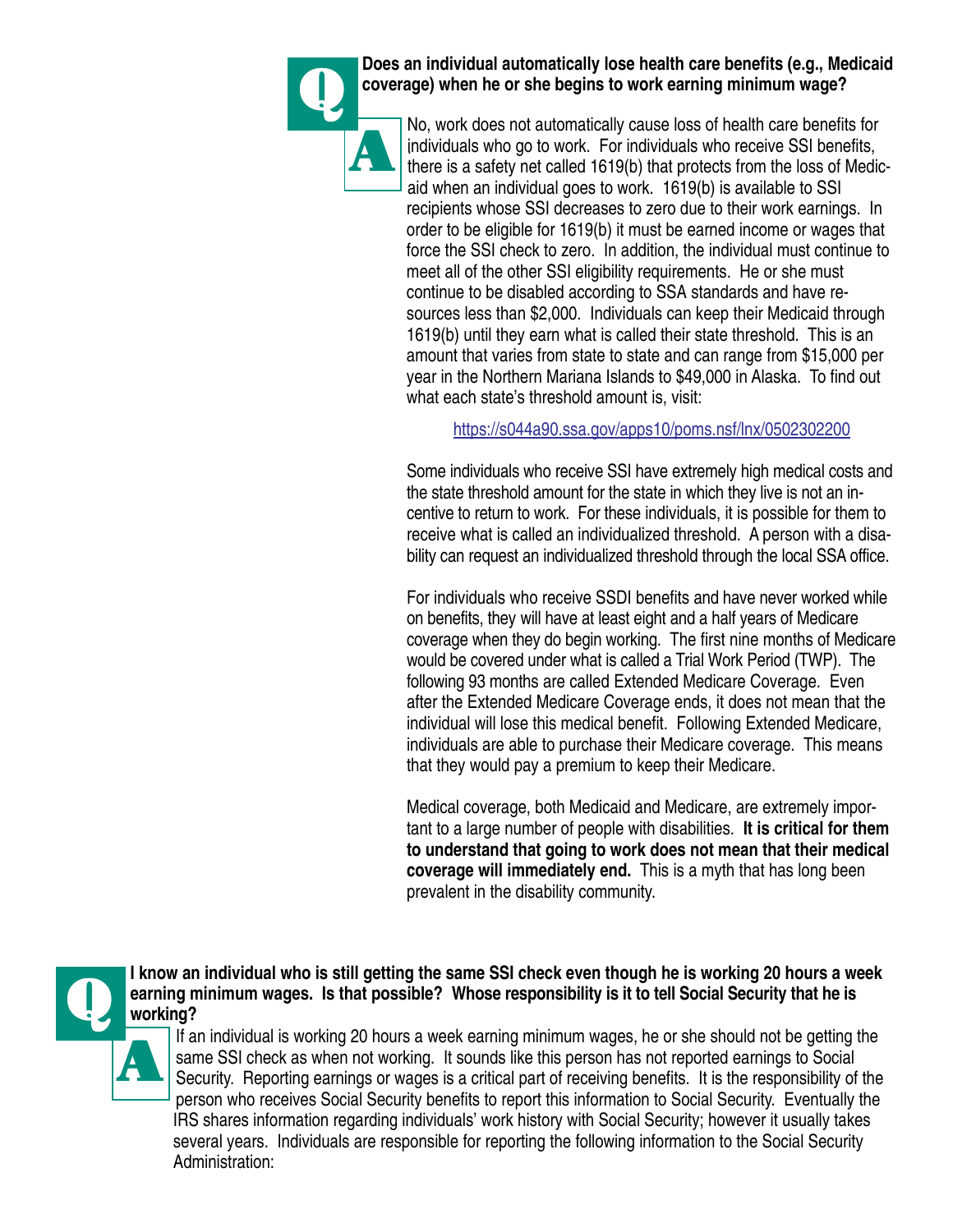**Q: Does an individual automatically lose health care benefits (e.g., Medicaid coverage) when he or she begins to work earning minimum wage?**

**A:** No, work does not automatically cause loss of health care benefits for individuals who go to work. For individuals who receive SSI benefits, there is a safety net called 1619(b) that protects from the loss of Medicaid when an individual goes to work. 1619(b) is available to SSI recipients whose SSI decreases to zero due to their work earnings. In order to be eligible for 1619(b) it must be earned income or wages that force the SSI check to zero. In addition, the individual must continue to meet all of the other SSI eligibility requirements. He or she must continue to be disabled according to SSA standards and have resources less than $2,000. Individuals can keep their Medicaid through 1619(b) until they earn what is called their state threshold. This is an amount that varies from state to state and can range from $15,000 per year in the Northern Mariana Islands to $49,000 in Alaska. To find out what each state's threshold amount is, visit:

https://s044a90.ssa.gov/apps10/poms.nsf/lnx/0502302200

Some individuals who receive SSI have extremely high medical costs and the state threshold amount for the state in which they live is not an incentive to return to work. For these individuals, it is possible for them to receive what is called an individualized threshold. A person with a disability can request an individualized threshold through the local SSA office.

For individuals who receive SSDI benefits and have never worked while on benefits, they will have at least eight and a half years of Medicare coverage when they do begin working. The first nine months of Medicare would be covered under what is called a Trial Work Period (TWP). The following 93 months are called Extended Medicare Coverage. Even after the Extended Medicare Coverage ends, it does not mean that the individual will lose this medical benefit. Following Extended Medicare, individuals are able to purchase their Medicare coverage. This means that they would pay a premium to keep their Medicare.

Medical coverage, both Medicaid and Medicare, are extremely important to a large number of people with disabilities. **It is critical for them to understand that going to work does not mean that their medical coverage will immediately end.** This is a myth that has long been prevalent in the disability community.

**Q: I know an individual who is still getting the same SSI check even though he is working 20 hours a week earning minimum wages. Is that possible? Whose responsibility is it to tell Social Security that he is working?**

**A:** If an individual is working 20 hours a week earning minimum wages, he or she should not be getting the same SSI check as when not working. It sounds like this person has not reported earnings to Social Security. Reporting earnings or wages is a critical part of receiving benefits. It is the responsibility of the person who receives Social Security benefits to report this information to Social Security. Eventually the IRS shares information regarding individuals' work history with Social Security; however it usually takes several years. Individuals are responsible for reporting the following information to the Social Security Administration: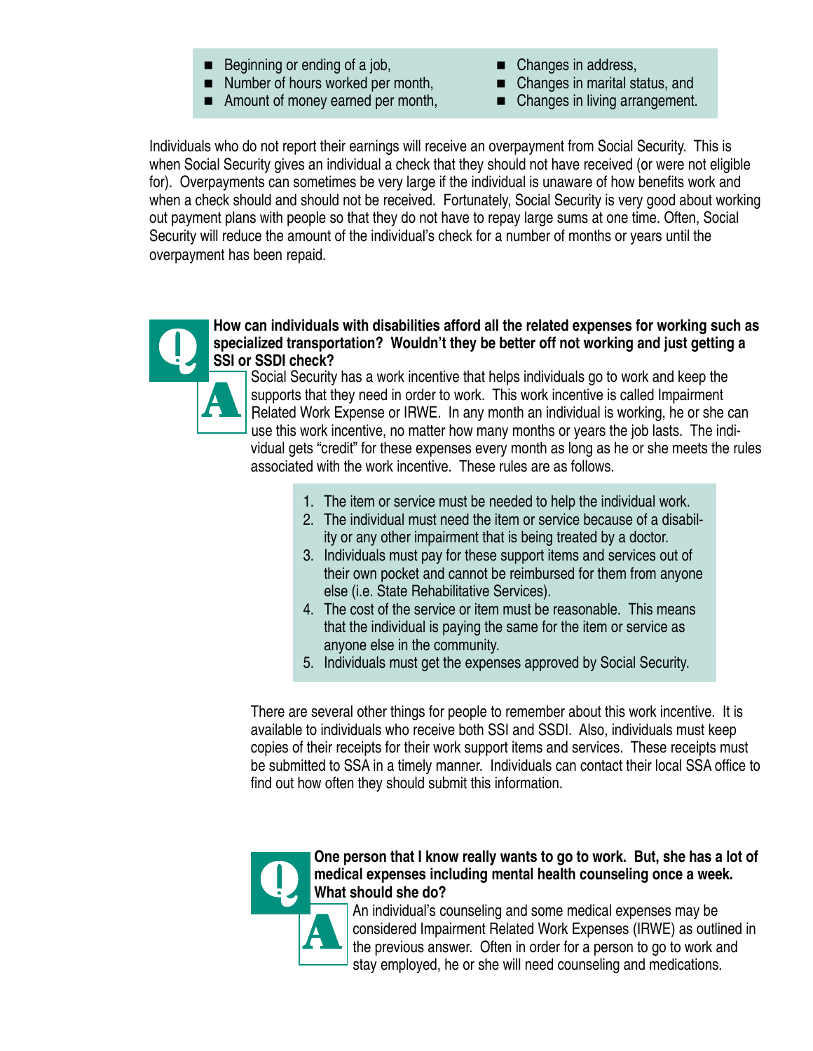- Beginning or ending of a job,
- Number of hours worked per month,
- Amount of money earned per month,
- Changes in address,
- Changes in marital status, and
- Changes in living arrangement.

Individuals who do not report their earnings will receive an overpayment from Social Security. This is when Social Security gives an individual a check that they should not have received (or were not eligible for). Overpayments can sometimes be very large if the individual is unaware of how benefits work and when a check should and should not be received. Fortunately, Social Security is very good about working out payment plans with people so that they do not have to repay large sums at one time. Often, Social Security will reduce the amount of the individual's check for a number of months or years until the overpayment has been repaid.

**Q: How can individuals with disabilities afford all the related expenses for working such as specialized transportation? Wouldn't they be better off not working and just getting a SSI or SSDI check?**

**A:** Social Security has a work incentive that helps individuals go to work and keep the supports that they need in order to work. This work incentive is called Impairment Related Work Expense or IRWE. In any month an individual is working, he or she can use this work incentive, no matter how many months or years the job lasts. The individual gets "credit" for these expenses every month as long as he or she meets the rules associated with the work incentive. These rules are as follows.

1. The item or service must be needed to help the individual work.
2. The individual must need the item or service because of a disability or any other impairment that is being treated by a doctor.
3. Individuals must pay for these support items and services out of their own pocket and cannot be reimbursed for them from anyone else (i.e. State Rehabilitative Services).
4. The cost of the service or item must be reasonable. This means that the individual is paying the same for the item or service as anyone else in the community.
5. Individuals must get the expenses approved by Social Security.

There are several other things for people to remember about this work incentive. It is available to individuals who receive both SSI and SSDI. Also, individuals must keep copies of their receipts for their work support items and services. These receipts must be submitted to SSA in a timely manner. Individuals can contact their local SSA office to find out how often they should submit this information.

**Q: One person that I know really wants to go to work. But, she has a lot of medical expenses including mental health counseling once a week. What should she do?**

**A:** An individual's counseling and some medical expenses may be considered Impairment Related Work Expenses (IRWE) as outlined in the previous answer. Often in order for a person to go to work and stay employed, he or she will need counseling and medications.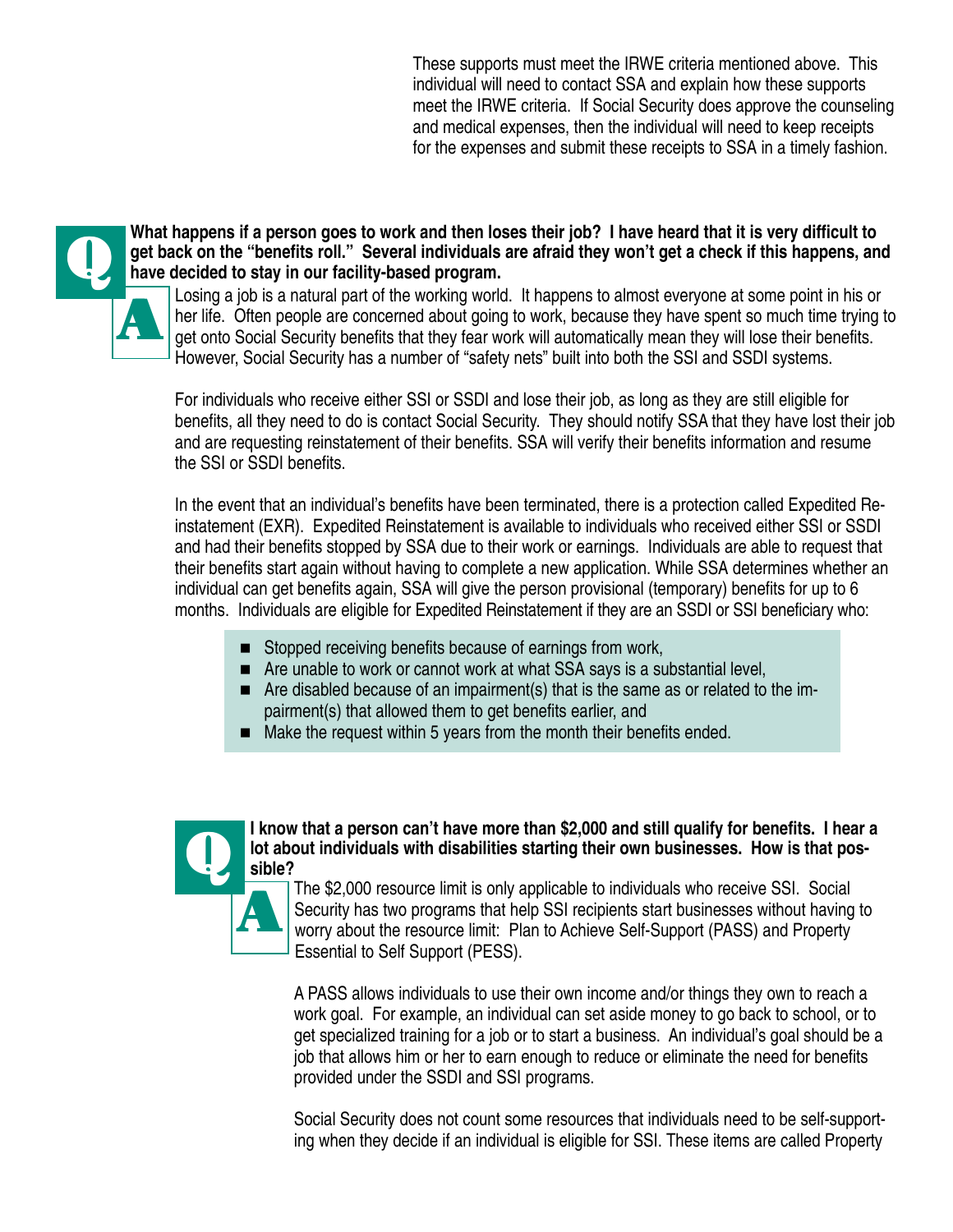These supports must meet the IRWE criteria mentioned above. This individual will need to contact SSA and explain how these supports meet the IRWE criteria. If Social Security does approve the counseling and medical expenses, then the individual will need to keep receipts for the expenses and submit these receipts to SSA in a timely fashion.

**Q: What happens if a person goes to work and then loses their job? I have heard that it is very difficult to get back on the "benefits roll." Several individuals are afraid they won't get a check if this happens, and have decided to stay in our facility-based program.**

**A:** Losing a job is a natural part of the working world. It happens to almost everyone at some point in his or her life. Often people are concerned about going to work, because they have spent so much time trying to get onto Social Security benefits that they fear work will automatically mean they will lose their benefits. However, Social Security has a number of "safety nets" built into both the SSI and SSDI systems.

For individuals who receive either SSI or SSDI and lose their job, as long as they are still eligible for benefits, all they need to do is contact Social Security. They should notify SSA that they have lost their job and are requesting reinstatement of their benefits. SSA will verify their benefits information and resume the SSI or SSDI benefits.

In the event that an individual's benefits have been terminated, there is a protection called Expedited Reinstatement (EXR). Expedited Reinstatement is available to individuals who received either SSI or SSDI and had their benefits stopped by SSA due to their work or earnings. Individuals are able to request that their benefits start again without having to complete a new application. While SSA determines whether an individual can get benefits again, SSA will give the person provisional (temporary) benefits for up to 6 months. Individuals are eligible for Expedited Reinstatement if they are an SSDI or SSI beneficiary who:

- Stopped receiving benefits because of earnings from work,
- Are unable to work or cannot work at what SSA says is a substantial level,
- Are disabled because of an impairment(s) that is the same as or related to the impairment(s) that allowed them to get benefits earlier, and
- Make the request within 5 years from the month their benefits ended.

**Q: I know that a person can't have more than $2,000 and still qualify for benefits. I hear a lot about individuals with disabilities starting their own businesses. How is that possible?**

**A:** The $2,000 resource limit is only applicable to individuals who receive SSI. Social Security has two programs that help SSI recipients start businesses without having to worry about the resource limit: Plan to Achieve Self-Support (PASS) and Property Essential to Self Support (PESS).

A PASS allows individuals to use their own income and/or things they own to reach a work goal. For example, an individual can set aside money to go back to school, or to get specialized training for a job or to start a business. An individual's goal should be a job that allows him or her to earn enough to reduce or eliminate the need for benefits provided under the SSDI and SSI programs.

Social Security does not count some resources that individuals need to be self-supporting when they decide if an individual is eligible for SSI. These items are called Property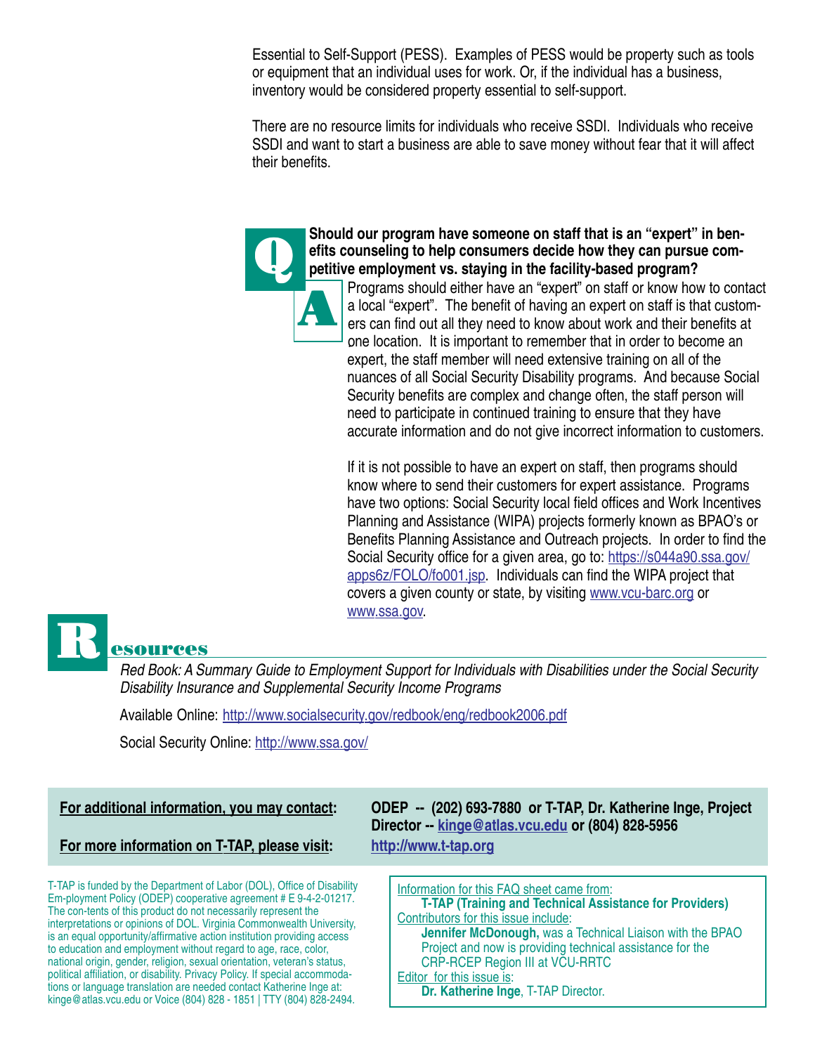Essential to Self-Support (PESS). Examples of PESS would be property such as tools or equipment that an individual uses for work. Or, if the individual has a business, inventory would be considered property essential to self-support.

There are no resource limits for individuals who receive SSDI. Individuals who receive SSDI and want to start a business are able to save money without fear that it will affect their benefits.

**Q: Should our program have someone on staff that is an "expert" in benefits counseling to help consumers decide how they can pursue competitive employment vs. staying in the facility-based program?**

**A:** Programs should either have an "expert" on staff or know how to contact a local "expert". The benefit of having an expert on staff is that customers can find out all they need to know about work and their benefits at one location. It is important to remember that in order to become an expert, the staff member will need extensive training on all of the nuances of all Social Security Disability programs. And because Social Security benefits are complex and change often, the staff person will need to participate in continued training to ensure that they have accurate information and do not give incorrect information to customers.

If it is not possible to have an expert on staff, then programs should know where to send their customers for expert assistance. Programs have two options: Social Security local field offices and Work Incentives Planning and Assistance (WIPA) projects formerly known as BPAO's or Benefits Planning Assistance and Outreach projects. In order to find the Social Security office for a given area, go to: https://s044a90.ssa.gov/apps6z/FOLO/fo001.jsp. Individuals can find the WIPA project that covers a given county or state, by visiting www.vcu-barc.org or www.ssa.gov.

## Resources

*Red Book: A Summary Guide to Employment Support for Individuals with Disabilities under the Social Security Disability Insurance and Supplemental Security Income Programs*

Available Online: http://www.socialsecurity.gov/redbook/eng/redbook2006.pdf

Social Security Online: http://www.ssa.gov/

**For additional information, you may contact:** **ODEP -- (202) 693-7880 or T-TAP, Dr. Katherine Inge, Project Director -- kinge@atlas.vcu.edu or (804) 828-5956**

**For more information on T-TAP, please visit:** **http://www.t-tap.org**

T-TAP is funded by the Department of Labor (DOL), Office of Disability Em-ployment Policy (ODEP) cooperative agreement # E 9-4-2-01217. The con-tents of this product do not necessarily represent the interpretations or opinions of DOL. Virginia Commonwealth University, is an equal opportunity/affirmative action institution providing access to education and employment without regard to age, race, color, national origin, gender, religion, sexual orientation, veteran's status, political affiliation, or disability. Privacy Policy. If special accommodations or language translation are needed contact Katherine Inge at: kinge@atlas.vcu.edu or Voice (804) 828 - 1851 | TTY (804) 828-2494.

Information for this FAQ sheet came from:
**T-TAP (Training and Technical Assistance for Providers)**

Contributors for this issue include:
**Jennifer McDonough,** was a Technical Liaison with the BPAO Project and now is providing technical assistance for the CRP-RCEP Region III at VCU-RRTC

Editor for this issue is:
**Dr. Katherine Inge**, T-TAP Director.